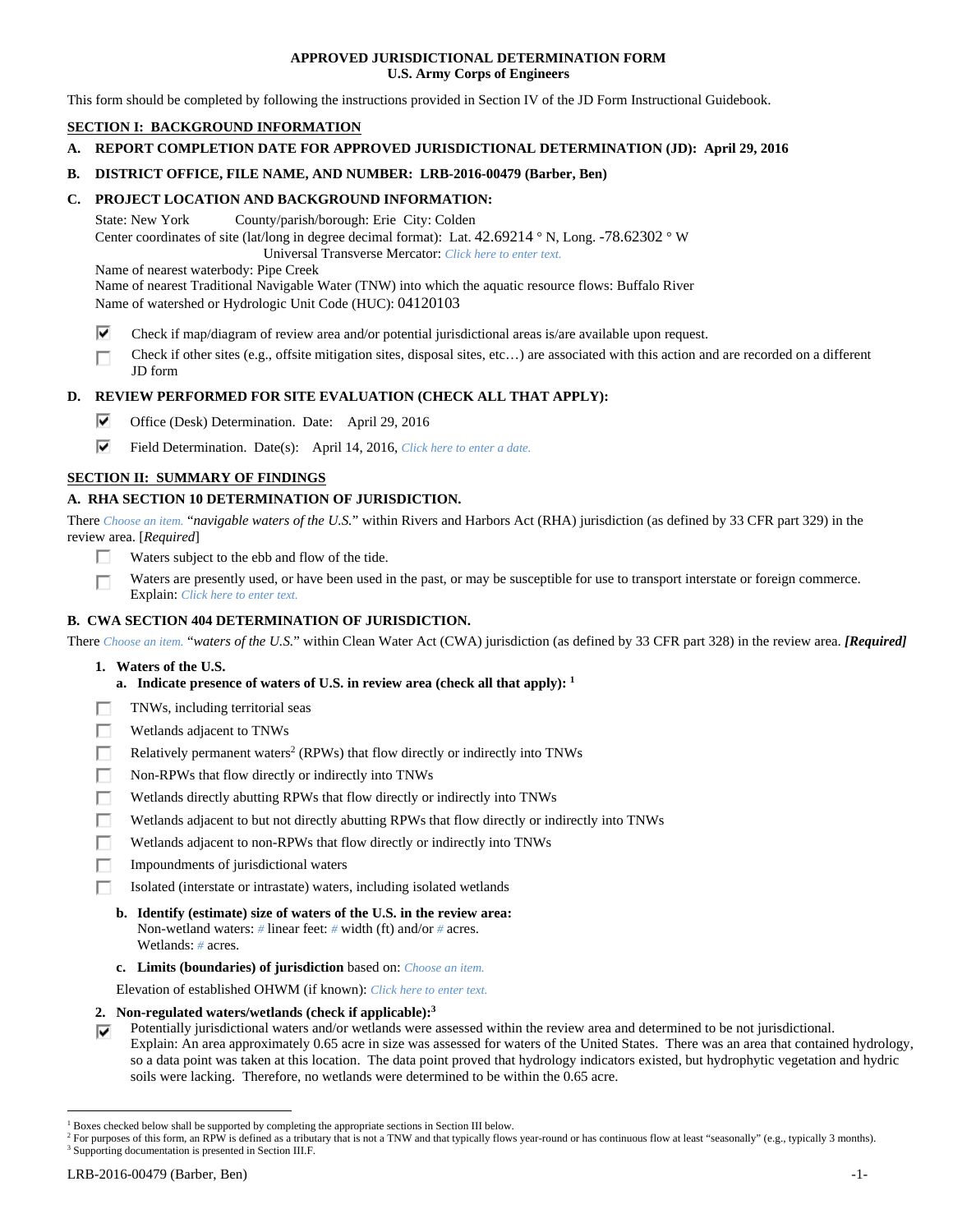# APPROVED JURISDICTIONAL DETERMINATION FORM
## U.S. Army Corps of Engineers

This form should be completed by following the instructions provided in Section IV of the JD Form Instructional Guidebook.

## SECTION I: BACKGROUND INFORMATION

**A. REPORT COMPLETION DATE FOR APPROVED JURISDICTIONAL DETERMINATION (JD): April 29, 2016**

**B. DISTRICT OFFICE, FILE NAME, AND NUMBER: LRB-2016-00479 (Barber, Ben)**

**C. PROJECT LOCATION AND BACKGROUND INFORMATION:**

State: New York County/parish/borough: Erie City: Colden
Center coordinates of site (lat/long in degree decimal format): Lat. 42.69214 ° N, Long. -78.62302 ° W
Universal Transverse Mercator: *Click here to enter text.*
Name of nearest waterbody: Pipe Creek
Name of nearest Traditional Navigable Water (TNW) into which the aquatic resource flows: Buffalo River
Name of watershed or Hydrologic Unit Code (HUC): 04120103

- [x] Check if map/diagram of review area and/or potential jurisdictional areas is/are available upon request.
- [ ] Check if other sites (e.g., offsite mitigation sites, disposal sites, etc…) are associated with this action and are recorded on a different JD form

**D. REVIEW PERFORMED FOR SITE EVALUATION (CHECK ALL THAT APPLY):**

- [x] Office (Desk) Determination. Date: April 29, 2016
- [x] Field Determination. Date(s): April 14, 2016, *Click here to enter a date.*

## SECTION II: SUMMARY OF FINDINGS

**A. RHA SECTION 10 DETERMINATION OF JURISDICTION.**

There *Choose an item.* "*navigable waters of the U.S.*" within Rivers and Harbors Act (RHA) jurisdiction (as defined by 33 CFR part 329) in the review area. [*Required*]

- [ ] Waters subject to the ebb and flow of the tide.
- [ ] Waters are presently used, or have been used in the past, or may be susceptible for use to transport interstate or foreign commerce. Explain: *Click here to enter text.*

**B. CWA SECTION 404 DETERMINATION OF JURISDICTION.**

There *Choose an item.* "*waters of the U.S.*" within Clean Water Act (CWA) jurisdiction (as defined by 33 CFR part 328) in the review area. ***[Required]***

**1. Waters of the U.S.**

**a. Indicate presence of waters of U.S. in review area (check all that apply):** [1]

- [ ] TNWs, including territorial seas
- [ ] Wetlands adjacent to TNWs
- [ ] Relatively permanent waters[2] (RPWs) that flow directly or indirectly into TNWs
- [ ] Non-RPWs that flow directly or indirectly into TNWs
- [ ] Wetlands directly abutting RPWs that flow directly or indirectly into TNWs
- [ ] Wetlands adjacent to but not directly abutting RPWs that flow directly or indirectly into TNWs
- [ ] Wetlands adjacent to non-RPWs that flow directly or indirectly into TNWs
- [ ] Impoundments of jurisdictional waters
- [ ] Isolated (interstate or intrastate) waters, including isolated wetlands

**b. Identify (estimate) size of waters of the U.S. in the review area:**
Non-wetland waters: # linear feet: # width (ft) and/or # acres.
Wetlands: # acres.

**c. Limits (boundaries) of jurisdiction** based on: *Choose an item.*

Elevation of established OHWM (if known): *Click here to enter text.*

**2. Non-regulated waters/wetlands (check if applicable):**[3]

- [x] Potentially jurisdictional waters and/or wetlands were assessed within the review area and determined to be not jurisdictional. Explain: An area approximately 0.65 acre in size was assessed for waters of the United States. There was an area that contained hydrology, so a data point was taken at this location. The data point proved that hydrology indicators existed, but hydrophytic vegetation and hydric soils were lacking. Therefore, no wetlands were determined to be within the 0.65 acre.

---

[1] Boxes checked below shall be supported by completing the appropriate sections in Section III below.
[2] For purposes of this form, an RPW is defined as a tributary that is not a TNW and that typically flows year-round or has continuous flow at least "seasonally" (e.g., typically 3 months).
[3] Supporting documentation is presented in Section III.F.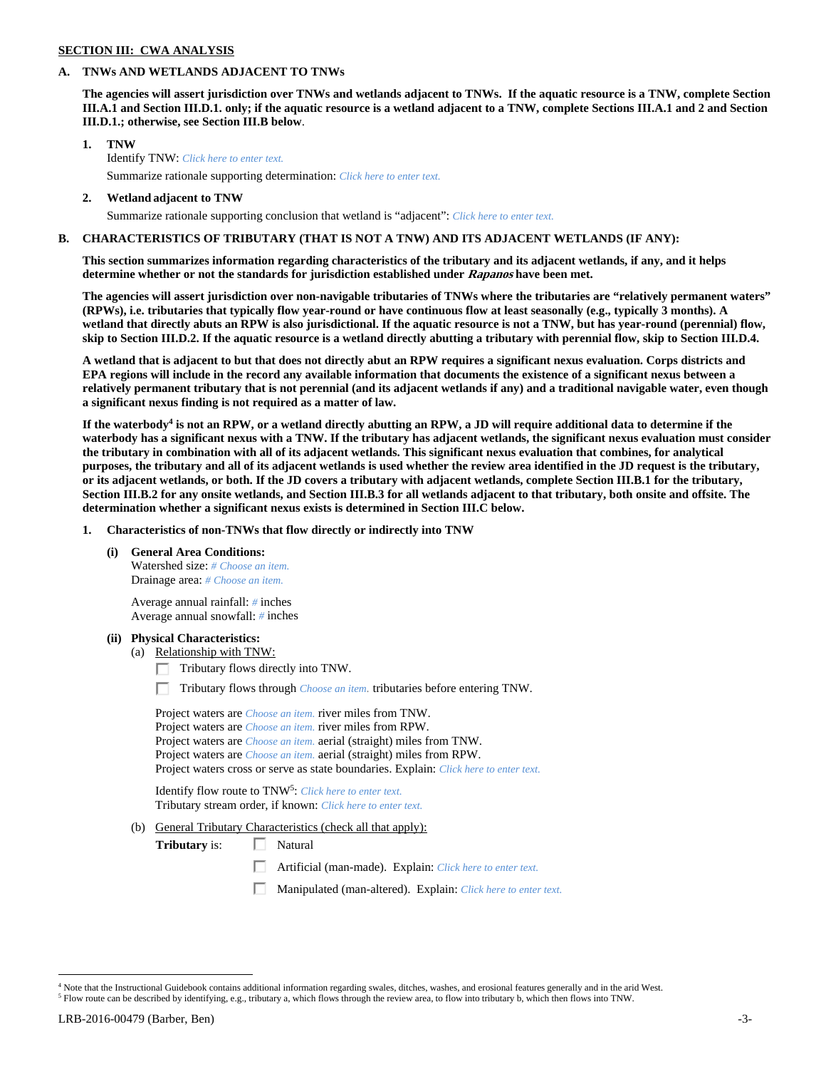## SECTION III: CWA ANALYSIS

### A. TNWs AND WETLANDS ADJACENT TO TNWs

**The agencies will assert jurisdiction over TNWs and wetlands adjacent to TNWs. If the aquatic resource is a TNW, complete Section III.A.1 and Section III.D.1. only; if the aquatic resource is a wetland adjacent to a TNW, complete Sections III.A.1 and 2 and Section III.D.1.; otherwise, see Section III.B below**.

1. **TNW**
   Identify TNW: *Click here to enter text.*
   
   Summarize rationale supporting determination: *Click here to enter text.*

2. **Wetland adjacent to TNW**
   Summarize rationale supporting conclusion that wetland is "adjacent": *Click here to enter text.*

### B. CHARACTERISTICS OF TRIBUTARY (THAT IS NOT A TNW) AND ITS ADJACENT WETLANDS (IF ANY):

**This section summarizes information regarding characteristics of the tributary and its adjacent wetlands, if any, and it helps determine whether or not the standards for jurisdiction established under *Rapanos* have been met.**

**The agencies will assert jurisdiction over non-navigable tributaries of TNWs where the tributaries are "relatively permanent waters" (RPWs), i.e. tributaries that typically flow year-round or have continuous flow at least seasonally (e.g., typically 3 months). A wetland that directly abuts an RPW is also jurisdictional. If the aquatic resource is not a TNW, but has year-round (perennial) flow, skip to Section III.D.2. If the aquatic resource is a wetland directly abutting a tributary with perennial flow, skip to Section III.D.4.**

**A wetland that is adjacent to but that does not directly abut an RPW requires a significant nexus evaluation. Corps districts and EPA regions will include in the record any available information that documents the existence of a significant nexus between a relatively permanent tributary that is not perennial (and its adjacent wetlands if any) and a traditional navigable water, even though a significant nexus finding is not required as a matter of law.**

**If the waterbody[4] is not an RPW, or a wetland directly abutting an RPW, a JD will require additional data to determine if the waterbody has a significant nexus with a TNW. If the tributary has adjacent wetlands, the significant nexus evaluation must consider the tributary in combination with all of its adjacent wetlands. This significant nexus evaluation that combines, for analytical purposes, the tributary and all of its adjacent wetlands is used whether the review area identified in the JD request is the tributary, or its adjacent wetlands, or both. If the JD covers a tributary with adjacent wetlands, complete Section III.B.1 for the tributary, Section III.B.2 for any onsite wetlands, and Section III.B.3 for all wetlands adjacent to that tributary, both onsite and offsite. The determination whether a significant nexus exists is determined in Section III.C below.**

1. **Characteristics of non-TNWs that flow directly or indirectly into TNW**

   **(i) General Area Conditions:**
   Watershed size: *# Choose an item.*
   Drainage area: *# Choose an item.*

   Average annual rainfall: *#* inches
   Average annual snowfall: *#* inches

   **(ii) Physical Characteristics:**
   (a) Relationship with TNW:
   - ☐ Tributary flows directly into TNW.
   - ☐ Tributary flows through *Choose an item.* tributaries before entering TNW.

   Project waters are *Choose an item.* river miles from TNW.
   Project waters are *Choose an item.* river miles from RPW.
   Project waters are *Choose an item.* aerial (straight) miles from TNW.
   Project waters are *Choose an item.* aerial (straight) miles from RPW.
   Project waters cross or serve as state boundaries. Explain: *Click here to enter text.*

   Identify flow route to TNW[5]: *Click here to enter text.*
   Tributary stream order, if known: *Click here to enter text.*

   (b) General Tributary Characteristics (check all that apply):
   **Tributary** is:
   - ☐ Natural
   - ☐ Artificial (man-made). Explain: *Click here to enter text.*
   - ☐ Manipulated (man-altered). Explain: *Click here to enter text.*

---

[4] Note that the Instructional Guidebook contains additional information regarding swales, ditches, washes, and erosional features generally and in the arid West.
[5] Flow route can be described by identifying, e.g., tributary a, which flows through the review area, to flow into tributary b, which then flows into TNW.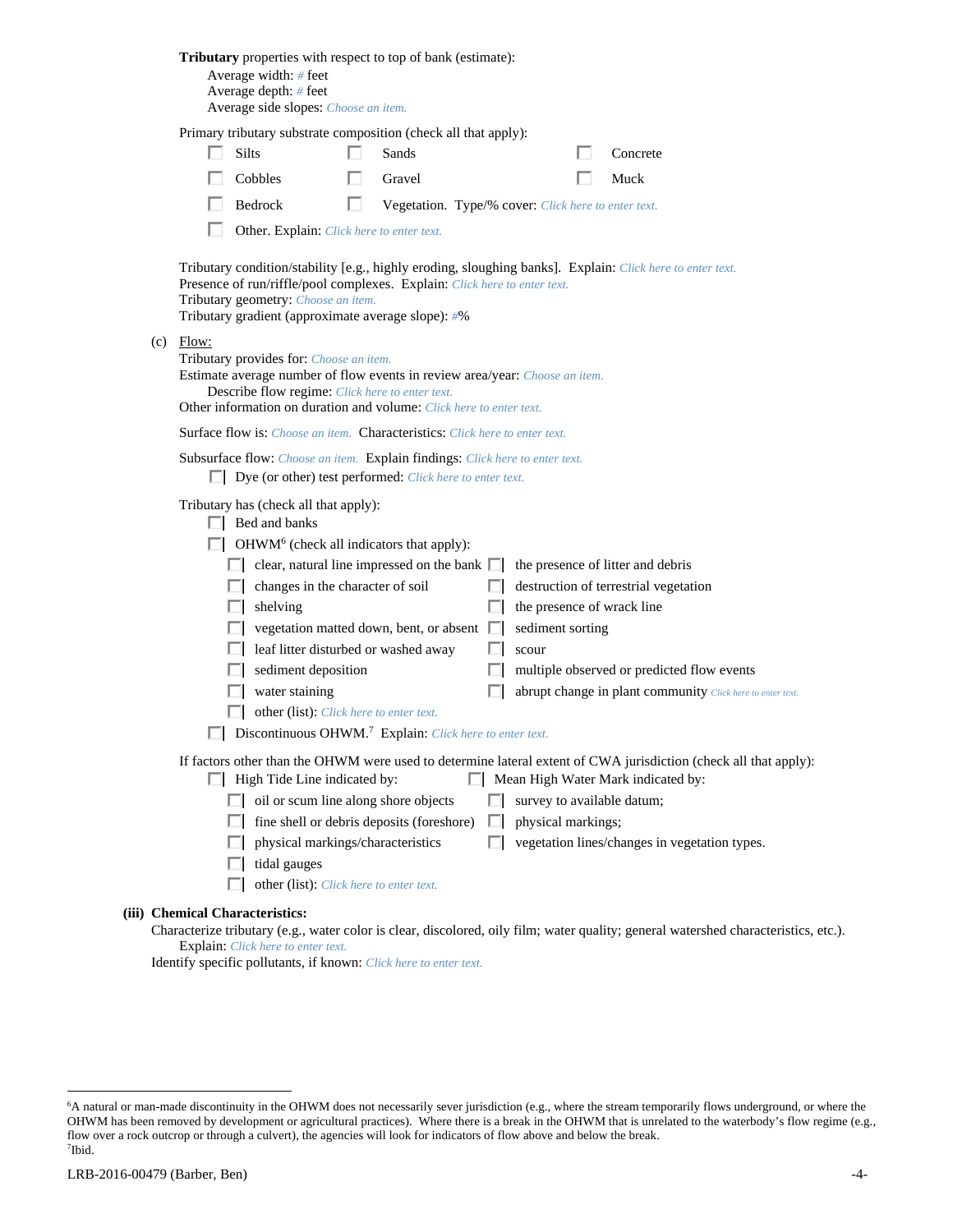**Tributary** properties with respect to top of bank (estimate):

Average width: # feet
Average depth: # feet
Average side slopes: Choose an item.

Primary tributary substrate composition (check all that apply):

- ☐ Silts
- ☐ Sands
- ☐ Concrete
- ☐ Cobbles
- ☐ Gravel
- ☐ Muck
- ☐ Bedrock
- ☐ Vegetation. Type/% cover: Click here to enter text.
- ☐ Other. Explain: Click here to enter text.

Tributary condition/stability [e.g., highly eroding, sloughing banks]. Explain: Click here to enter text.
Presence of run/riffle/pool complexes. Explain: Click here to enter text.
Tributary geometry: Choose an item.
Tributary gradient (approximate average slope): #%

(c) Flow:

Tributary provides for: Choose an item.
Estimate average number of flow events in review area/year: Choose an item.
Describe flow regime: Click here to enter text.
Other information on duration and volume: Click here to enter text.

Surface flow is: Choose an item. Characteristics: Click here to enter text.

Subsurface flow: Choose an item. Explain findings: Click here to enter text.

- ☐ Dye (or other) test performed: Click here to enter text.

Tributary has (check all that apply):

- ☐ Bed and banks
- ☐ OHWM[6] (check all indicators that apply):
  - ☐ clear, natural line impressed on the bank
  - ☐ the presence of litter and debris
  - ☐ changes in the character of soil
  - ☐ destruction of terrestrial vegetation
  - ☐ shelving
  - ☐ the presence of wrack line
  - ☐ vegetation matted down, bent, or absent
  - ☐ sediment sorting
  - ☐ leaf litter disturbed or washed away
  - ☐ scour
  - ☐ sediment deposition
  - ☐ multiple observed or predicted flow events
  - ☐ water staining
  - ☐ abrupt change in plant community Click here to enter text.
  - ☐ other (list): Click here to enter text.
- ☐ Discontinuous OHWM.[7] Explain: Click here to enter text.

If factors other than the OHWM were used to determine lateral extent of CWA jurisdiction (check all that apply):

- ☐ High Tide Line indicated by:
  - ☐ oil or scum line along shore objects
  - ☐ fine shell or debris deposits (foreshore)
  - ☐ physical markings/characteristics
  - ☐ tidal gauges
  - ☐ other (list): Click here to enter text.
- ☐ Mean High Water Mark indicated by:
  - ☐ survey to available datum;
  - ☐ physical markings;
  - ☐ vegetation lines/changes in vegetation types.

**(iii) Chemical Characteristics:**

Characterize tributary (e.g., water color is clear, discolored, oily film; water quality; general watershed characteristics, etc.).
Explain: Click here to enter text.
Identify specific pollutants, if known: Click here to enter text.

---

[6] A natural or man-made discontinuity in the OHWM does not necessarily sever jurisdiction (e.g., where the stream temporarily flows underground, or where the OHWM has been removed by development or agricultural practices). Where there is a break in the OHWM that is unrelated to the waterbody's flow regime (e.g., flow over a rock outcrop or through a culvert), the agencies will look for indicators of flow above and below the break.
[7] Ibid.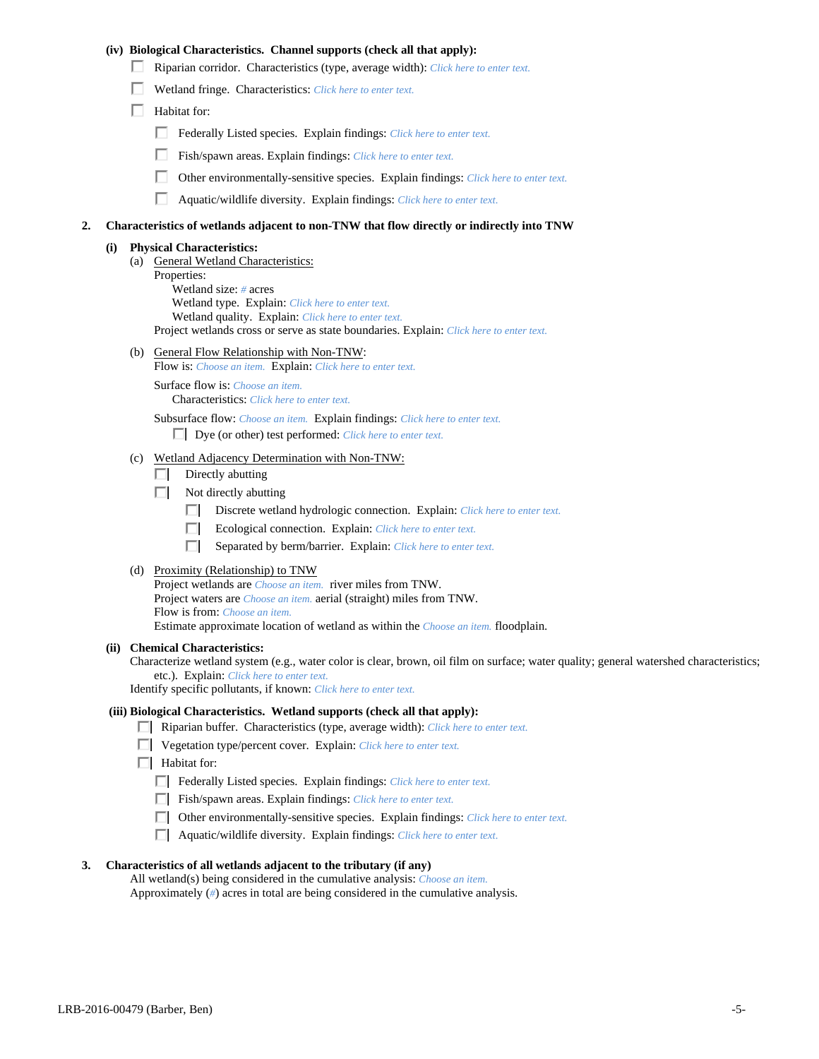**(iv) Biological Characteristics. Channel supports (check all that apply):**

- ☐ Riparian corridor. Characteristics (type, average width): *Click here to enter text.*
- ☐ Wetland fringe. Characteristics: *Click here to enter text.*
- ☐ Habitat for:
  - ☐ Federally Listed species. Explain findings: *Click here to enter text.*
  - ☐ Fish/spawn areas. Explain findings: *Click here to enter text.*
  - ☐ Other environmentally-sensitive species. Explain findings: *Click here to enter text.*
  - ☐ Aquatic/wildlife diversity. Explain findings: *Click here to enter text.*

**2. Characteristics of wetlands adjacent to non-TNW that flow directly or indirectly into TNW**

**(i) Physical Characteristics:**

(a) General Wetland Characteristics:

Properties:

Wetland size: *#* acres

Wetland type. Explain: *Click here to enter text.*

Wetland quality. Explain: *Click here to enter text.*

Project wetlands cross or serve as state boundaries. Explain: *Click here to enter text.*

(b) General Flow Relationship with Non-TNW:

Flow is: *Choose an item.* Explain: *Click here to enter text.*

Surface flow is: *Choose an item.*

Characteristics: *Click here to enter text.*

Subsurface flow: *Choose an item.* Explain findings: *Click here to enter text.*

- ☐ Dye (or other) test performed: *Click here to enter text.*

(c) Wetland Adjacency Determination with Non-TNW:

- ☐ Directly abutting
- ☐ Not directly abutting
  - ☐ Discrete wetland hydrologic connection. Explain: *Click here to enter text.*
  - ☐ Ecological connection. Explain: *Click here to enter text.*
  - ☐ Separated by berm/barrier. Explain: *Click here to enter text.*

(d) Proximity (Relationship) to TNW

Project wetlands are *Choose an item.* river miles from TNW.

Project waters are *Choose an item.* aerial (straight) miles from TNW.

Flow is from: *Choose an item.*

Estimate approximate location of wetland as within the *Choose an item.* floodplain.

**(ii) Chemical Characteristics:**

Characterize wetland system (e.g., water color is clear, brown, oil film on surface; water quality; general watershed characteristics; etc.). Explain: *Click here to enter text.*

Identify specific pollutants, if known: *Click here to enter text.*

**(iii) Biological Characteristics. Wetland supports (check all that apply):**

- ☐ Riparian buffer. Characteristics (type, average width): *Click here to enter text.*
- ☐ Vegetation type/percent cover. Explain: *Click here to enter text.*
- ☐ Habitat for:
  - ☐ Federally Listed species. Explain findings: *Click here to enter text.*
  - ☐ Fish/spawn areas. Explain findings: *Click here to enter text.*
  - ☐ Other environmentally-sensitive species. Explain findings: *Click here to enter text.*
  - ☐ Aquatic/wildlife diversity. Explain findings: *Click here to enter text.*

**3. Characteristics of all wetlands adjacent to the tributary (if any)**

All wetland(s) being considered in the cumulative analysis: *Choose an item.*

Approximately (*#*) acres in total are being considered in the cumulative analysis.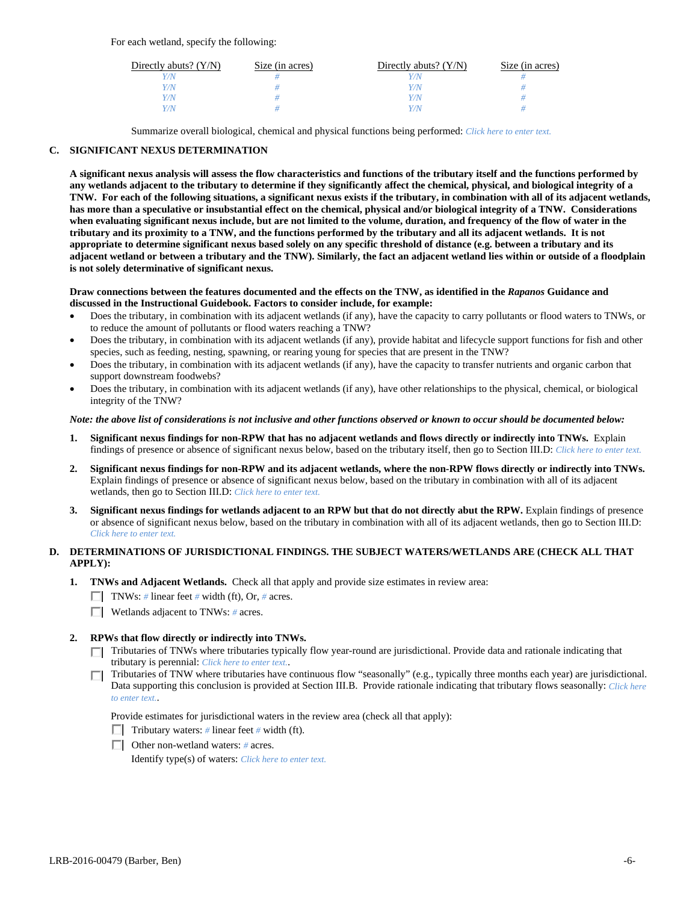For each wetland, specify the following:

| Directly abuts? (Y/N) | Size (in acres) | Directly abuts? (Y/N) | Size (in acres) |
|---|---|---|---|
| Y/N | # | Y/N | # |
| Y/N | # | Y/N | # |
| Y/N | # | Y/N | # |
| Y/N | # | Y/N | # |

Summarize overall biological, chemical and physical functions being performed: Click here to enter text.

**C. SIGNIFICANT NEXUS DETERMINATION**

**A significant nexus analysis will assess the flow characteristics and functions of the tributary itself and the functions performed by any wetlands adjacent to the tributary to determine if they significantly affect the chemical, physical, and biological integrity of a TNW. For each of the following situations, a significant nexus exists if the tributary, in combination with all of its adjacent wetlands, has more than a speculative or insubstantial effect on the chemical, physical and/or biological integrity of a TNW. Considerations when evaluating significant nexus include, but are not limited to the volume, duration, and frequency of the flow of water in the tributary and its proximity to a TNW, and the functions performed by the tributary and all its adjacent wetlands. It is not appropriate to determine significant nexus based solely on any specific threshold of distance (e.g. between a tributary and its adjacent wetland or between a tributary and the TNW). Similarly, the fact an adjacent wetland lies within or outside of a floodplain is not solely determinative of significant nexus.**

**Draw connections between the features documented and the effects on the TNW, as identified in the *Rapanos* Guidance and discussed in the Instructional Guidebook. Factors to consider include, for example:**

- Does the tributary, in combination with its adjacent wetlands (if any), have the capacity to carry pollutants or flood waters to TNWs, or to reduce the amount of pollutants or flood waters reaching a TNW?
- Does the tributary, in combination with its adjacent wetlands (if any), provide habitat and lifecycle support functions for fish and other species, such as feeding, nesting, spawning, or rearing young for species that are present in the TNW?
- Does the tributary, in combination with its adjacent wetlands (if any), have the capacity to transfer nutrients and organic carbon that support downstream foodwebs?
- Does the tributary, in combination with its adjacent wetlands (if any), have other relationships to the physical, chemical, or biological integrity of the TNW?

***Note: the above list of considerations is not inclusive and other functions observed or known to occur should be documented below:***

1. **Significant nexus findings for non-RPW that has no adjacent wetlands and flows directly or indirectly into TNWs.** Explain findings of presence or absence of significant nexus below, based on the tributary itself, then go to Section III.D: Click here to enter text.

2. **Significant nexus findings for non-RPW and its adjacent wetlands, where the non-RPW flows directly or indirectly into TNWs.** Explain findings of presence or absence of significant nexus below, based on the tributary in combination with all of its adjacent wetlands, then go to Section III.D: Click here to enter text.

3. **Significant nexus findings for wetlands adjacent to an RPW but that do not directly abut the RPW.** Explain findings of presence or absence of significant nexus below, based on the tributary in combination with all of its adjacent wetlands, then go to Section III.D: Click here to enter text.

**D. DETERMINATIONS OF JURISDICTIONAL FINDINGS. THE SUBJECT WATERS/WETLANDS ARE (CHECK ALL THAT APPLY):**

1. **TNWs and Adjacent Wetlands.** Check all that apply and provide size estimates in review area:
   - ☐ TNWs: # linear feet # width (ft), Or, # acres.
   - ☐ Wetlands adjacent to TNWs: # acres.

2. **RPWs that flow directly or indirectly into TNWs.**
   - ☐ Tributaries of TNWs where tributaries typically flow year-round are jurisdictional. Provide data and rationale indicating that tributary is perennial: Click here to enter text..
   - ☐ Tributaries of TNW where tributaries have continuous flow "seasonally" (e.g., typically three months each year) are jurisdictional. Data supporting this conclusion is provided at Section III.B. Provide rationale indicating that tributary flows seasonally: Click here to enter text..

   Provide estimates for jurisdictional waters in the review area (check all that apply):
   - ☐ Tributary waters: # linear feet # width (ft).
   - ☐ Other non-wetland waters: # acres.

     Identify type(s) of waters: Click here to enter text.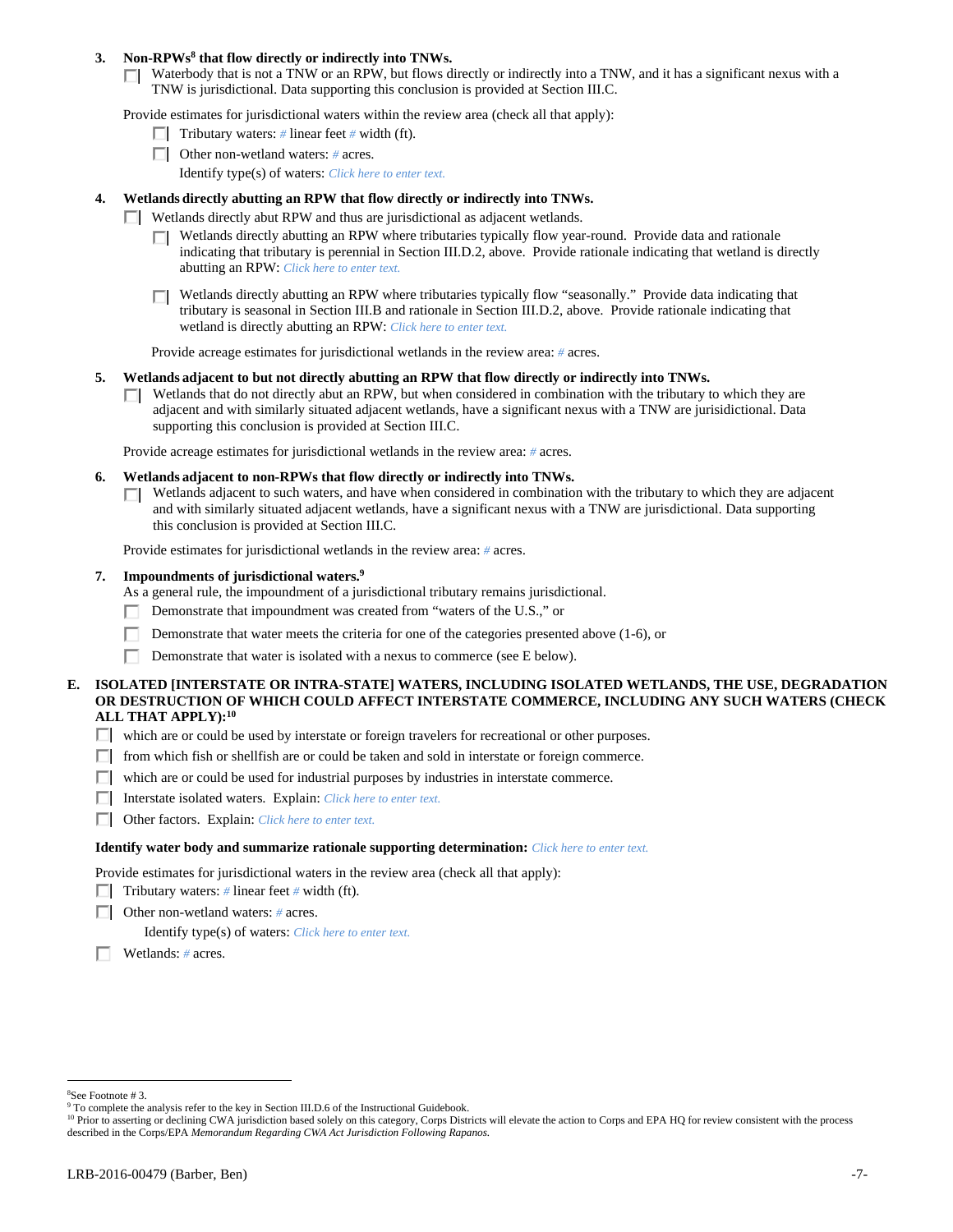**3. Non-RPWs[8] that flow directly or indirectly into TNWs.**

☐ Waterbody that is not a TNW or an RPW, but flows directly or indirectly into a TNW, and it has a significant nexus with a TNW is jurisdictional. Data supporting this conclusion is provided at Section III.C.

Provide estimates for jurisdictional waters within the review area (check all that apply):

- ☐ Tributary waters: # linear feet # width (ft).
- ☐ Other non-wetland waters: # acres.

  Identify type(s) of waters: *Click here to enter text.*

**4. Wetlands directly abutting an RPW that flow directly or indirectly into TNWs.**

☐ Wetlands directly abut RPW and thus are jurisdictional as adjacent wetlands.

- ☐ Wetlands directly abutting an RPW where tributaries typically flow year-round. Provide data and rationale indicating that tributary is perennial in Section III.D.2, above. Provide rationale indicating that wetland is directly abutting an RPW: *Click here to enter text.*

- ☐ Wetlands directly abutting an RPW where tributaries typically flow "seasonally." Provide data indicating that tributary is seasonal in Section III.B and rationale in Section III.D.2, above. Provide rationale indicating that wetland is directly abutting an RPW: *Click here to enter text.*

Provide acreage estimates for jurisdictional wetlands in the review area: # acres.

**5. Wetlands adjacent to but not directly abutting an RPW that flow directly or indirectly into TNWs.**

☐ Wetlands that do not directly abut an RPW, but when considered in combination with the tributary to which they are adjacent and with similarly situated adjacent wetlands, have a significant nexus with a TNW are jurisdictional. Data supporting this conclusion is provided at Section III.C.

Provide acreage estimates for jurisdictional wetlands in the review area: # acres.

**6. Wetlands adjacent to non-RPWs that flow directly or indirectly into TNWs.**

☐ Wetlands adjacent to such waters, and have when considered in combination with the tributary to which they are adjacent and with similarly situated adjacent wetlands, have a significant nexus with a TNW are jurisdictional. Data supporting this conclusion is provided at Section III.C.

Provide estimates for jurisdictional wetlands in the review area: # acres.

**7. Impoundments of jurisdictional waters.[9]**

As a general rule, the impoundment of a jurisdictional tributary remains jurisdictional.

- ☐ Demonstrate that impoundment was created from "waters of the U.S.," or
- ☐ Demonstrate that water meets the criteria for one of the categories presented above (1-6), or
- ☐ Demonstrate that water is isolated with a nexus to commerce (see E below).

**E. ISOLATED [INTERSTATE OR INTRA-STATE] WATERS, INCLUDING ISOLATED WETLANDS, THE USE, DEGRADATION OR DESTRUCTION OF WHICH COULD AFFECT INTERSTATE COMMERCE, INCLUDING ANY SUCH WATERS (CHECK ALL THAT APPLY):[10]**

- ☐ which are or could be used by interstate or foreign travelers for recreational or other purposes.
- ☐ from which fish or shellfish are or could be taken and sold in interstate or foreign commerce.
- ☐ which are or could be used for industrial purposes by industries in interstate commerce.
- ☐ Interstate isolated waters. Explain: *Click here to enter text.*
- ☐ Other factors. Explain: *Click here to enter text.*

**Identify water body and summarize rationale supporting determination:** *Click here to enter text.*

Provide estimates for jurisdictional waters in the review area (check all that apply):

- ☐ Tributary waters: # linear feet # width (ft).
- ☐ Other non-wetland waters: # acres.

  Identify type(s) of waters: *Click here to enter text.*
- ☐ Wetlands: # acres.

---

[8] See Footnote # 3.

[9] To complete the analysis refer to the key in Section III.D.6 of the Instructional Guidebook.

[10] Prior to asserting or declining CWA jurisdiction based solely on this category, Corps Districts will elevate the action to Corps and EPA HQ for review consistent with the process described in the Corps/EPA *Memorandum Regarding CWA Act Jurisdiction Following Rapanos.*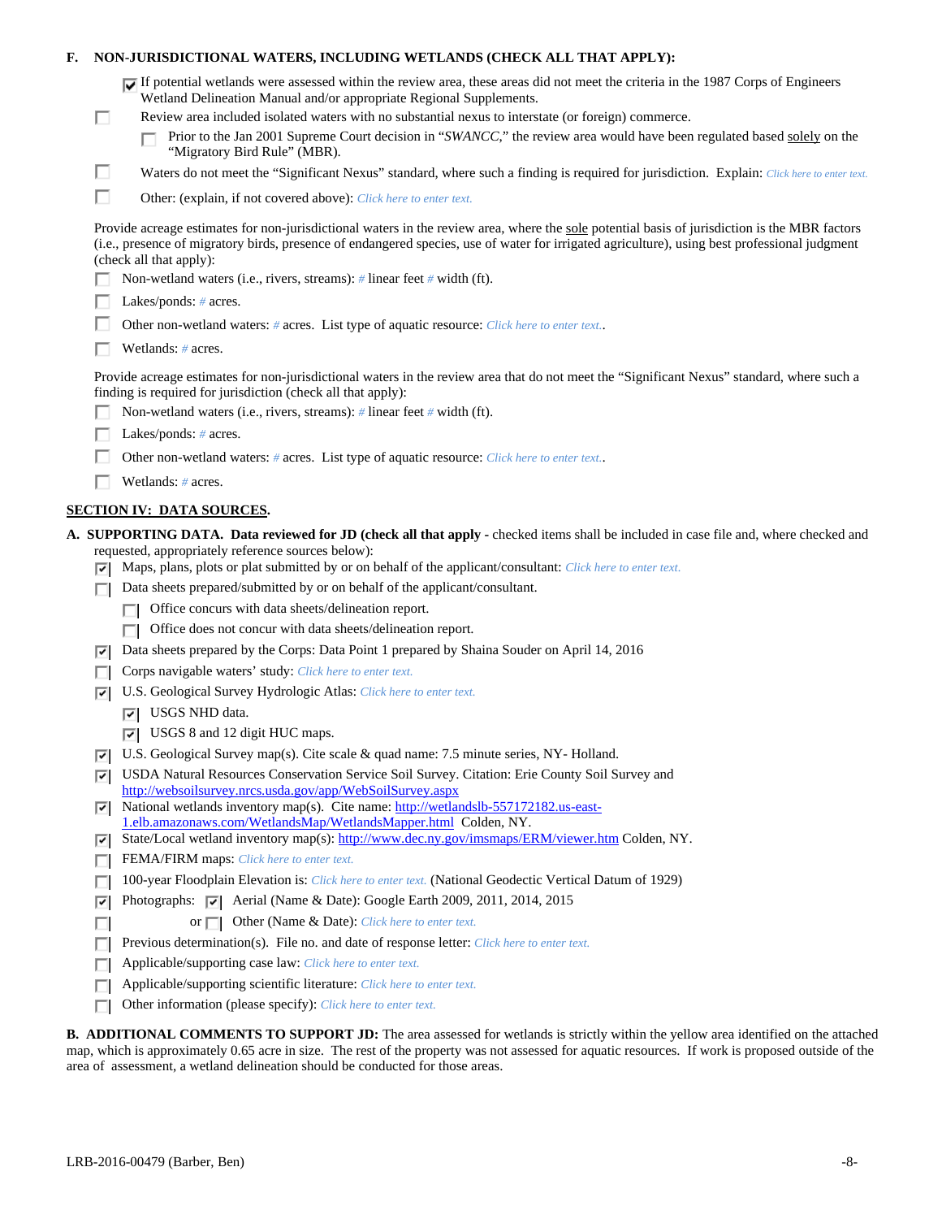**F. NON-JURISDICTIONAL WATERS, INCLUDING WETLANDS (CHECK ALL THAT APPLY):**

- [x] If potential wetlands were assessed within the review area, these areas did not meet the criteria in the 1987 Corps of Engineers Wetland Delineation Manual and/or appropriate Regional Supplements.
- [ ] Review area included isolated waters with no substantial nexus to interstate (or foreign) commerce.
  - [ ] Prior to the Jan 2001 Supreme Court decision in "*SWANCC,*" the review area would have been regulated based solely on the "Migratory Bird Rule" (MBR).
- [ ] Waters do not meet the "Significant Nexus" standard, where such a finding is required for jurisdiction. Explain: *Click here to enter text.*
- [ ] Other: (explain, if not covered above): *Click here to enter text.*

Provide acreage estimates for non-jurisdictional waters in the review area, where the sole potential basis of jurisdiction is the MBR factors (i.e., presence of migratory birds, presence of endangered species, use of water for irrigated agriculture), using best professional judgment (check all that apply):

- [ ] Non-wetland waters (i.e., rivers, streams): # linear feet # width (ft).
- [ ] Lakes/ponds: # acres.
- [ ] Other non-wetland waters: # acres. List type of aquatic resource: *Click here to enter text.*.
- [ ] Wetlands: # acres.

Provide acreage estimates for non-jurisdictional waters in the review area that do not meet the "Significant Nexus" standard, where such a finding is required for jurisdiction (check all that apply):

- [ ] Non-wetland waters (i.e., rivers, streams): # linear feet # width (ft).
- [ ] Lakes/ponds: # acres.
- [ ] Other non-wetland waters: # acres. List type of aquatic resource: *Click here to enter text.*.
- [ ] Wetlands: # acres.

## SECTION IV: DATA SOURCES.

**A. SUPPORTING DATA. Data reviewed for JD (check all that apply** - checked items shall be included in case file and, where checked and requested, appropriately reference sources below):

- [x] Maps, plans, plots or plat submitted by or on behalf of the applicant/consultant: *Click here to enter text.*
- [ ] Data sheets prepared/submitted by or on behalf of the applicant/consultant.
  - [ ] Office concurs with data sheets/delineation report.
  - [ ] Office does not concur with data sheets/delineation report.
- [x] Data sheets prepared by the Corps: Data Point 1 prepared by Shaina Souder on April 14, 2016
- [ ] Corps navigable waters' study: *Click here to enter text.*
- [x] U.S. Geological Survey Hydrologic Atlas: *Click here to enter text.*
  - [x] USGS NHD data.
  - [x] USGS 8 and 12 digit HUC maps.
- [x] U.S. Geological Survey map(s). Cite scale & quad name: 7.5 minute series, NY- Holland.
- [x] USDA Natural Resources Conservation Service Soil Survey. Citation: Erie County Soil Survey and http://websoilsurvey.nrcs.usda.gov/app/WebSoilSurvey.aspx
- [x] National wetlands inventory map(s). Cite name: http://wetlandslb-557172182.us-east-1.elb.amazonaws.com/WetlandsMap/WetlandsMapper.html Colden, NY.
- [x] State/Local wetland inventory map(s): http://www.dec.ny.gov/imsmaps/ERM/viewer.htm Colden, NY.
- [ ] FEMA/FIRM maps: *Click here to enter text.*
- [ ] 100-year Floodplain Elevation is: *Click here to enter text.* (National Geodectic Vertical Datum of 1929)
- [x] Photographs: [x] Aerial (Name & Date): Google Earth 2009, 2011, 2014, 2015
- [ ] or [ ] Other (Name & Date): *Click here to enter text.*
- [ ] Previous determination(s). File no. and date of response letter: *Click here to enter text.*
- [ ] Applicable/supporting case law: *Click here to enter text.*
- [ ] Applicable/supporting scientific literature: *Click here to enter text.*
- [ ] Other information (please specify): *Click here to enter text.*

**B. ADDITIONAL COMMENTS TO SUPPORT JD:** The area assessed for wetlands is strictly within the yellow area identified on the attached map, which is approximately 0.65 acre in size. The rest of the property was not assessed for aquatic resources. If work is proposed outside of the area of assessment, a wetland delineation should be conducted for those areas.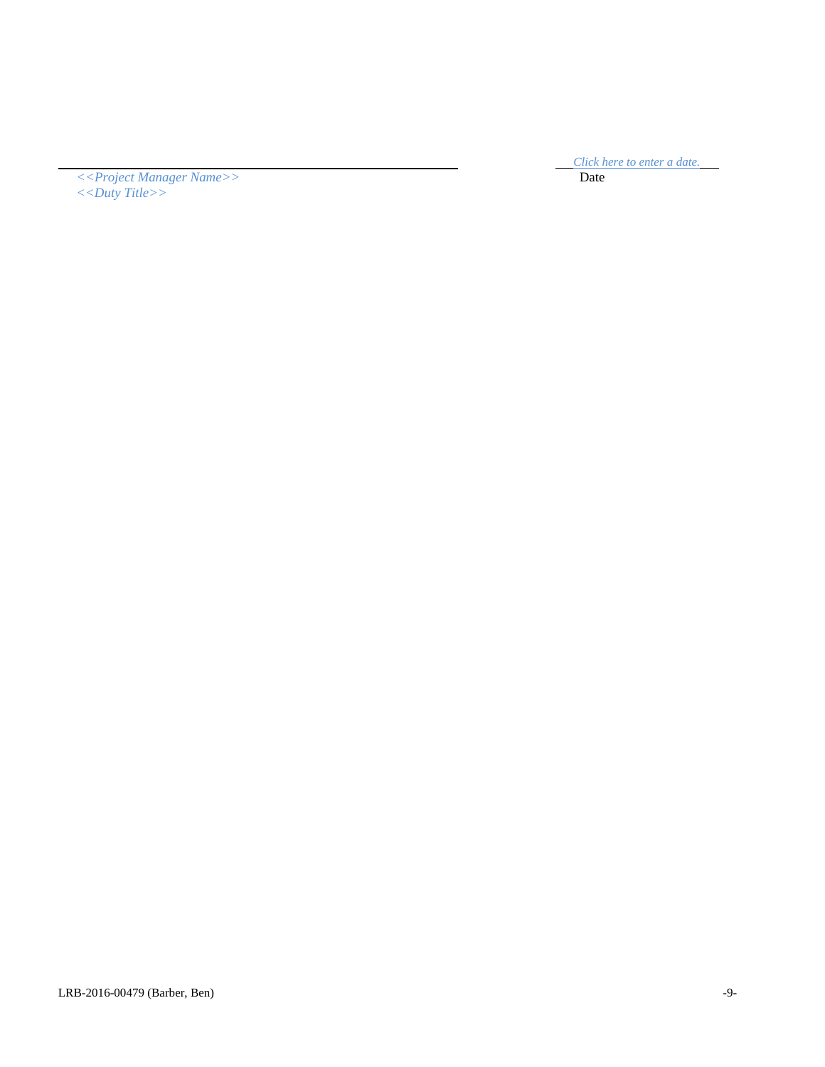_______________________________________________________ &nbsp;&nbsp;&nbsp;&nbsp;&nbsp;&nbsp;&nbsp;&nbsp;&nbsp;&nbsp;&nbsp;&nbsp; *Click here to enter a date.*

*<<Project Manager Name>>* &nbsp;&nbsp;&nbsp;&nbsp;&nbsp;&nbsp;&nbsp;&nbsp;&nbsp;&nbsp;&nbsp;&nbsp;&nbsp;&nbsp;&nbsp;&nbsp;&nbsp;&nbsp;&nbsp;&nbsp;&nbsp;&nbsp;&nbsp;&nbsp;&nbsp;&nbsp;&nbsp;&nbsp;&nbsp;&nbsp;&nbsp;&nbsp;&nbsp;&nbsp;&nbsp;&nbsp;&nbsp;&nbsp;&nbsp;&nbsp;&nbsp;&nbsp; Date

*<<Duty Title>>*

LRB-2016-00479 (Barber, Ben)